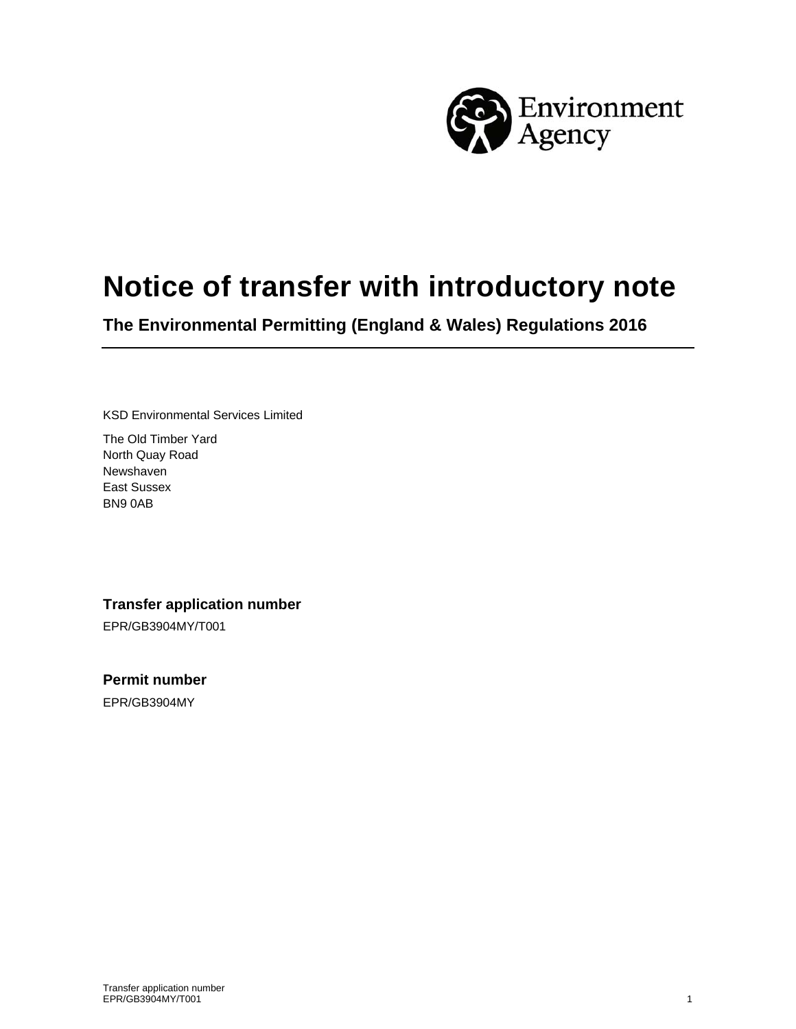# Notice of transfer with introductory note

**The Environmental Permitting (England & Wales) Regulations 2016**

KSD Environmental Services Limited

The Old Timber Yard
North Quay Road
Newshaven
East Sussex
BN9 0AB

### Transfer application number

EPR/GB3904MY/T001

### Permit number

EPR/GB3904MY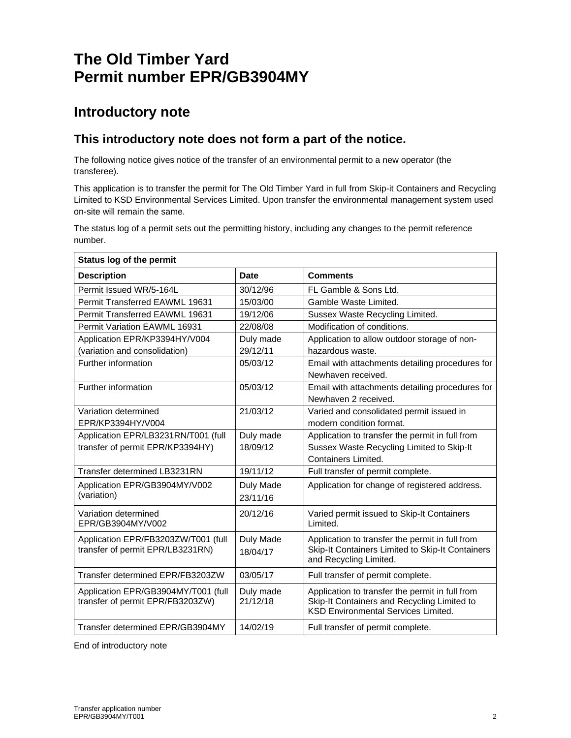# The Old Timber Yard
# Permit number EPR/GB3904MY

## Introductory note

### This introductory note does not form a part of the notice.

The following notice gives notice of the transfer of an environmental permit to a new operator (the transferee).

This application is to transfer the permit for The Old Timber Yard in full from Skip-it Containers and Recycling Limited to KSD Environmental Services Limited. Upon transfer the environmental management system used on-site will remain the same.

The status log of a permit sets out the permitting history, including any changes to the permit reference number.

| Status log of the permit | | |
|---|---|---|
| **Description** | **Date** | **Comments** |
| Permit Issued WR/5-164L | 30/12/96 | FL Gamble & Sons Ltd. |
| Permit Transferred EAWML 19631 | 15/03/00 | Gamble Waste Limited. |
| Permit Transferred EAWML 19631 | 19/12/06 | Sussex Waste Recycling Limited. |
| Permit Variation EAWML 16931 | 22/08/08 | Modification of conditions. |
| Application EPR/KP3394HY/V004 (variation and consolidation) | Duly made 29/12/11 | Application to allow outdoor storage of non-hazardous waste. |
| Further information | 05/03/12 | Email with attachments detailing procedures for Newhaven received. |
| Further information | 05/03/12 | Email with attachments detailing procedures for Newhaven 2 received. |
| Variation determined EPR/KP3394HY/V004 | 21/03/12 | Varied and consolidated permit issued in modern condition format. |
| Application EPR/LB3231RN/T001 (full transfer of permit EPR/KP3394HY) | Duly made 18/09/12 | Application to transfer the permit in full from Sussex Waste Recycling Limited to Skip-It Containers Limited. |
| Transfer determined LB3231RN | 19/11/12 | Full transfer of permit complete. |
| Application EPR/GB3904MY/V002 (variation) | Duly Made 23/11/16 | Application for change of registered address. |
| Variation determined EPR/GB3904MY/V002 | 20/12/16 | Varied permit issued to Skip-It Containers Limited. |
| Application EPR/FB3203ZW/T001 (full transfer of permit EPR/LB3231RN) | Duly Made 18/04/17 | Application to transfer the permit in full from Skip-It Containers Limited to Skip-It Containers and Recycling Limited. |
| Transfer determined EPR/FB3203ZW | 03/05/17 | Full transfer of permit complete. |
| Application EPR/GB3904MY/T001 (full transfer of permit EPR/FB3203ZW) | Duly made 21/12/18 | Application to transfer the permit in full from Skip-It Containers and Recycling Limited to KSD Environmental Services Limited. |
| Transfer determined EPR/GB3904MY | 14/02/19 | Full transfer of permit complete. |

End of introductory note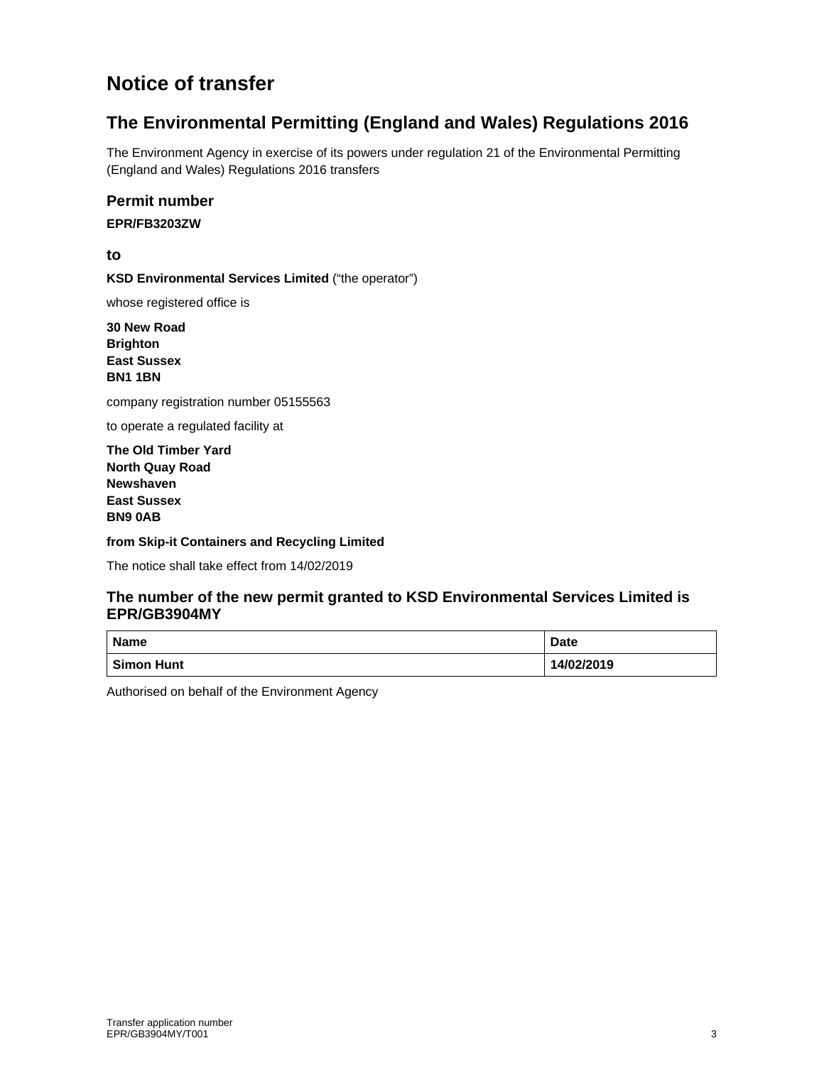# Notice of transfer

## The Environmental Permitting (England and Wales) Regulations 2016

The Environment Agency in exercise of its powers under regulation 21 of the Environmental Permitting (England and Wales) Regulations 2016 transfers

### Permit number

**EPR/FB3203ZW**

### to

**KSD Environmental Services Limited** ("the operator")

whose registered office is

**30 New Road**
**Brighton**
**East Sussex**
**BN1 1BN**

company registration number 05155563

to operate a regulated facility at

**The Old Timber Yard**
**North Quay Road**
**Newshaven**
**East Sussex**
**BN9 0AB**

**from Skip-it Containers and Recycling Limited**

The notice shall take effect from 14/02/2019

### The number of the new permit granted to KSD Environmental Services Limited is EPR/GB3904MY

| Name | Date |
|---|---|
| **Simon Hunt** | **14/02/2019** |

Authorised on behalf of the Environment Agency

Transfer application number
EPR/GB3904MY/T001